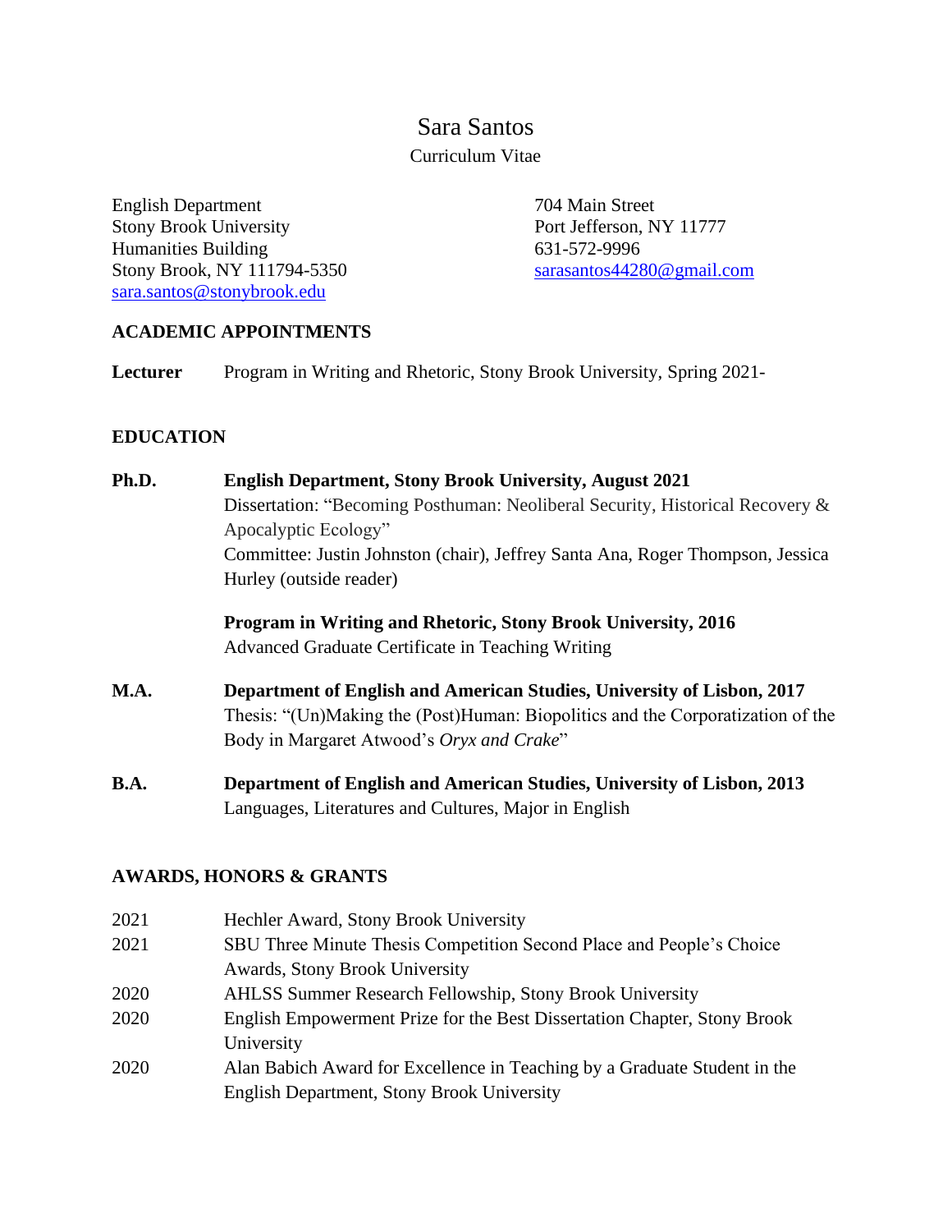# Sara Santos

Curriculum Vitae

English Department
Stony Brook University
Humanities Building
Stony Brook, NY 111794-5350
sara.santos@stonybrook.edu

704 Main Street
Port Jefferson, NY 11777
631-572-9996
sarasantos44280@gmail.com

## ACADEMIC APPOINTMENTS

**Lecturer** Program in Writing and Rhetoric, Stony Brook University, Spring 2021-

## EDUCATION

**Ph.D.** **English Department, Stony Brook University, August 2021**
Dissertation: "Becoming Posthuman: Neoliberal Security, Historical Recovery & Apocalyptic Ecology"
Committee: Justin Johnston (chair), Jeffrey Santa Ana, Roger Thompson, Jessica Hurley (outside reader)

**Program in Writing and Rhetoric, Stony Brook University, 2016**
Advanced Graduate Certificate in Teaching Writing

**M.A.** **Department of English and American Studies, University of Lisbon, 2017**
Thesis: "(Un)Making the (Post)Human: Biopolitics and the Corporatization of the Body in Margaret Atwood's *Oryx and Crake*"

**B.A.** **Department of English and American Studies, University of Lisbon, 2013**
Languages, Literatures and Cultures, Major in English

## AWARDS, HONORS & GRANTS

2021 Hechler Award, Stony Brook University
2021 SBU Three Minute Thesis Competition Second Place and People's Choice Awards, Stony Brook University
2020 AHLSS Summer Research Fellowship, Stony Brook University
2020 English Empowerment Prize for the Best Dissertation Chapter, Stony Brook University
2020 Alan Babich Award for Excellence in Teaching by a Graduate Student in the English Department, Stony Brook University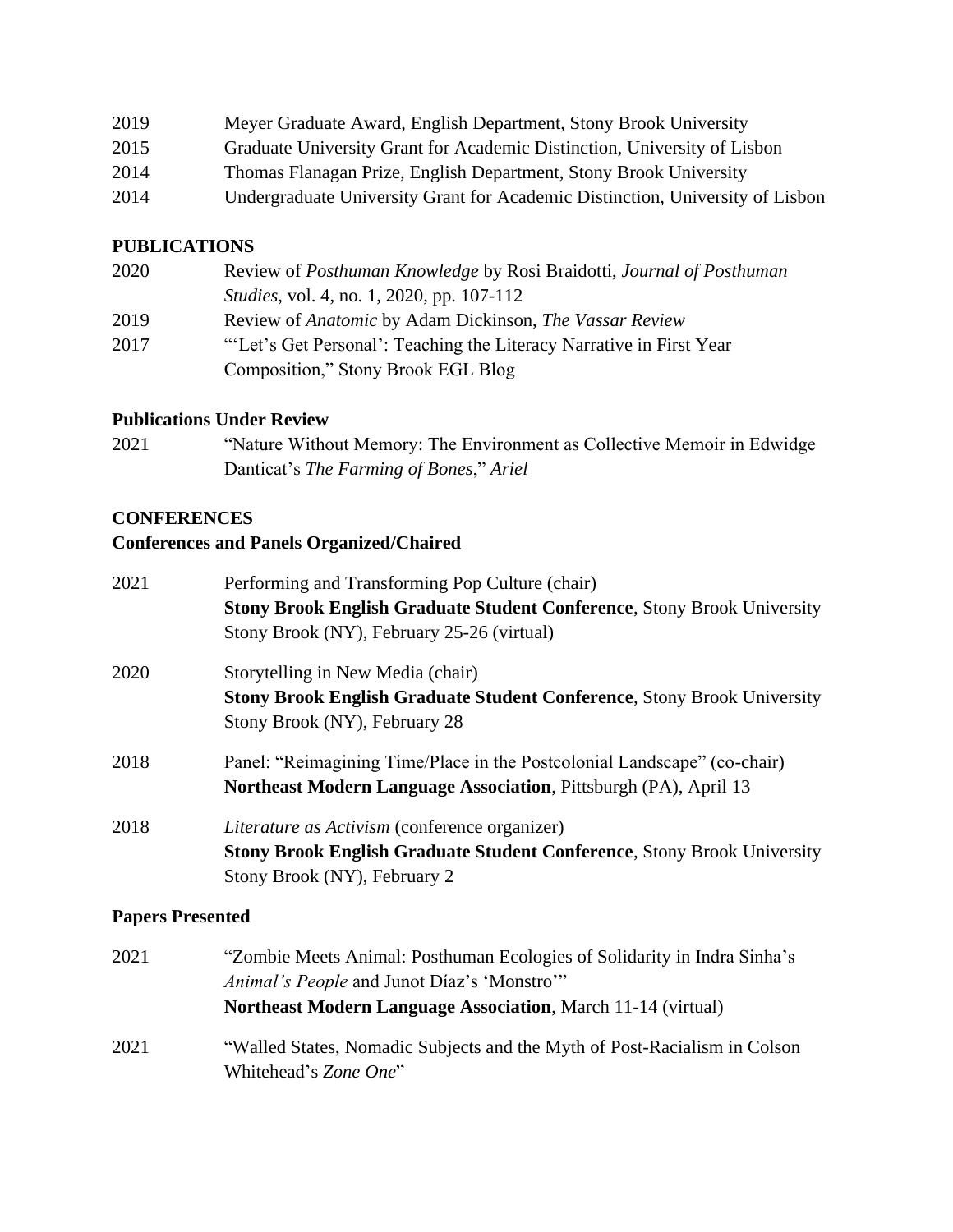2019 Meyer Graduate Award, English Department, Stony Brook University

2015 Graduate University Grant for Academic Distinction, University of Lisbon

2014 Thomas Flanagan Prize, English Department, Stony Brook University

2014 Undergraduate University Grant for Academic Distinction, University of Lisbon

## PUBLICATIONS

2020 Review of *Posthuman Knowledge* by Rosi Braidotti, *Journal of Posthuman Studies*, vol. 4, no. 1, 2020, pp. 107-112

2019 Review of *Anatomic* by Adam Dickinson, *The Vassar Review*

2017 "'Let's Get Personal': Teaching the Literacy Narrative in First Year Composition," Stony Brook EGL Blog

### Publications Under Review

2021 "Nature Without Memory: The Environment as Collective Memoir in Edwidge Danticat's *The Farming of Bones*," *Ariel*

## CONFERENCES

### Conferences and Panels Organized/Chaired

2021 Performing and Transforming Pop Culture (chair)
**Stony Brook English Graduate Student Conference**, Stony Brook University
Stony Brook (NY), February 25-26 (virtual)

2020 Storytelling in New Media (chair)
**Stony Brook English Graduate Student Conference**, Stony Brook University
Stony Brook (NY), February 28

2018 Panel: "Reimagining Time/Place in the Postcolonial Landscape" (co-chair)
**Northeast Modern Language Association**, Pittsburgh (PA), April 13

2018 *Literature as Activism* (conference organizer)
**Stony Brook English Graduate Student Conference**, Stony Brook University
Stony Brook (NY), February 2

### Papers Presented

2021 "Zombie Meets Animal: Posthuman Ecologies of Solidarity in Indra Sinha's *Animal's People* and Junot Díaz's 'Monstro'"
**Northeast Modern Language Association**, March 11-14 (virtual)

2021 "Walled States, Nomadic Subjects and the Myth of Post-Racialism in Colson Whitehead's *Zone One*"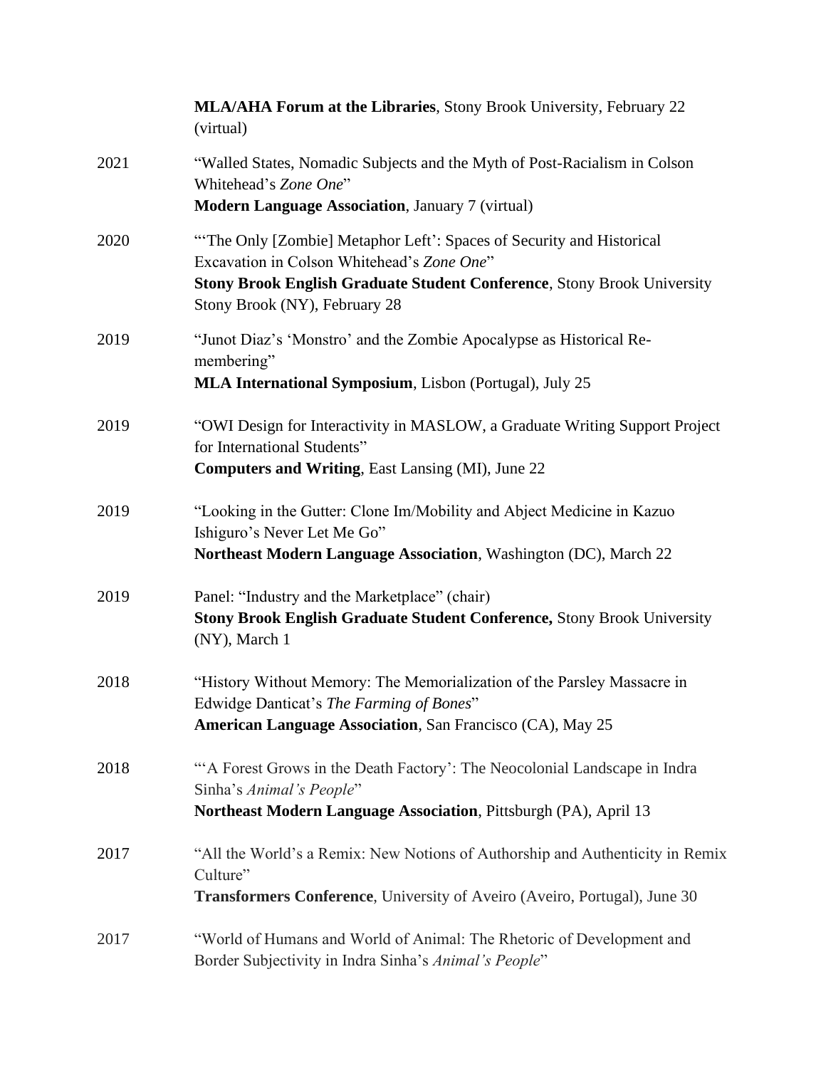**MLA/AHA Forum at the Libraries**, Stony Brook University, February 22 (virtual)

2021 "Walled States, Nomadic Subjects and the Myth of Post-Racialism in Colson Whitehead's *Zone One*"
**Modern Language Association**, January 7 (virtual)

2020 "'The Only [Zombie] Metaphor Left': Spaces of Security and Historical Excavation in Colson Whitehead's *Zone One*"
**Stony Brook English Graduate Student Conference**, Stony Brook University Stony Brook (NY), February 28

2019 "Junot Diaz's 'Monstro' and the Zombie Apocalypse as Historical Re-membering"
**MLA International Symposium**, Lisbon (Portugal), July 25

2019 "OWI Design for Interactivity in MASLOW, a Graduate Writing Support Project for International Students"
**Computers and Writing**, East Lansing (MI), June 22

2019 "Looking in the Gutter: Clone Im/Mobility and Abject Medicine in Kazuo Ishiguro's Never Let Me Go"
**Northeast Modern Language Association**, Washington (DC), March 22

2019 Panel: "Industry and the Marketplace" (chair)
**Stony Brook English Graduate Student Conference,** Stony Brook University (NY), March 1

2018 "History Without Memory: The Memorialization of the Parsley Massacre in Edwidge Danticat's *The Farming of Bones*"
**American Language Association**, San Francisco (CA), May 25

2018 "'A Forest Grows in the Death Factory': The Neocolonial Landscape in Indra Sinha's *Animal's People*"
**Northeast Modern Language Association**, Pittsburgh (PA), April 13

2017 "All the World's a Remix: New Notions of Authorship and Authenticity in Remix Culture"
**Transformers Conference**, University of Aveiro (Aveiro, Portugal), June 30

2017 "World of Humans and World of Animal: The Rhetoric of Development and Border Subjectivity in Indra Sinha's *Animal's People*"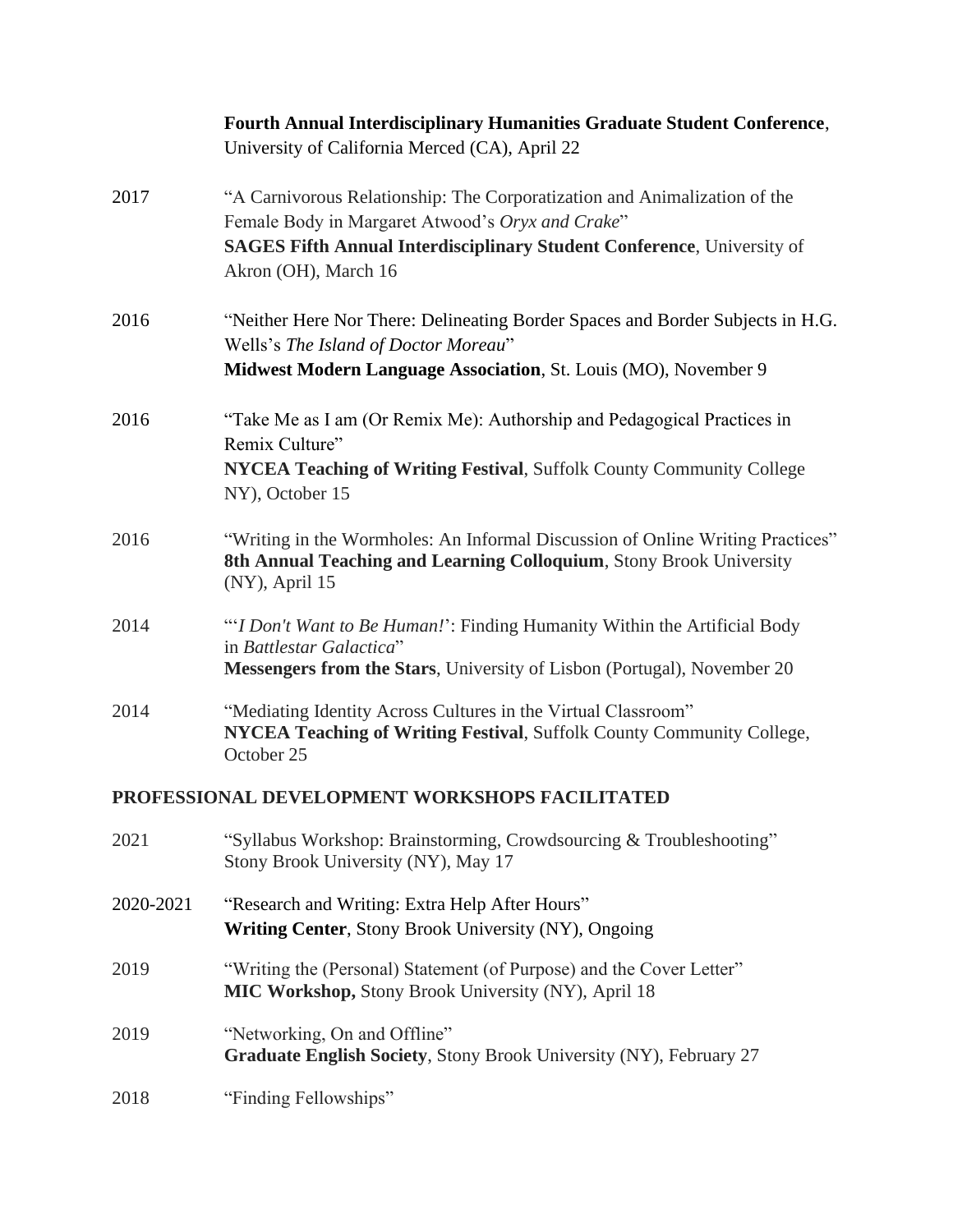**Fourth Annual Interdisciplinary Humanities Graduate Student Conference**, University of California Merced (CA), April 22

2017 "A Carnivorous Relationship: The Corporatization and Animalization of the Female Body in Margaret Atwood's *Oryx and Crake*"
**SAGES Fifth Annual Interdisciplinary Student Conference**, University of Akron (OH), March 16

2016 "Neither Here Nor There: Delineating Border Spaces and Border Subjects in H.G. Wells's *The Island of Doctor Moreau*"
**Midwest Modern Language Association**, St. Louis (MO), November 9

2016 "Take Me as I am (Or Remix Me): Authorship and Pedagogical Practices in Remix Culture"
**NYCEA Teaching of Writing Festival**, Suffolk County Community College NY), October 15

2016 "Writing in the Wormholes: An Informal Discussion of Online Writing Practices"
**8th Annual Teaching and Learning Colloquium**, Stony Brook University (NY), April 15

2014 "'*I Don't Want to Be Human!*': Finding Humanity Within the Artificial Body in *Battlestar Galactica*"
**Messengers from the Stars**, University of Lisbon (Portugal), November 20

2014 "Mediating Identity Across Cultures in the Virtual Classroom"
**NYCEA Teaching of Writing Festival**, Suffolk County Community College, October 25

## PROFESSIONAL DEVELOPMENT WORKSHOPS FACILITATED

2021 "Syllabus Workshop: Brainstorming, Crowdsourcing & Troubleshooting"
Stony Brook University (NY), May 17

2020-2021 "Research and Writing: Extra Help After Hours"
**Writing Center**, Stony Brook University (NY), Ongoing

2019 "Writing the (Personal) Statement (of Purpose) and the Cover Letter"
**MIC Workshop,** Stony Brook University (NY), April 18

2019 "Networking, On and Offline"
**Graduate English Society**, Stony Brook University (NY), February 27

2018 "Finding Fellowships"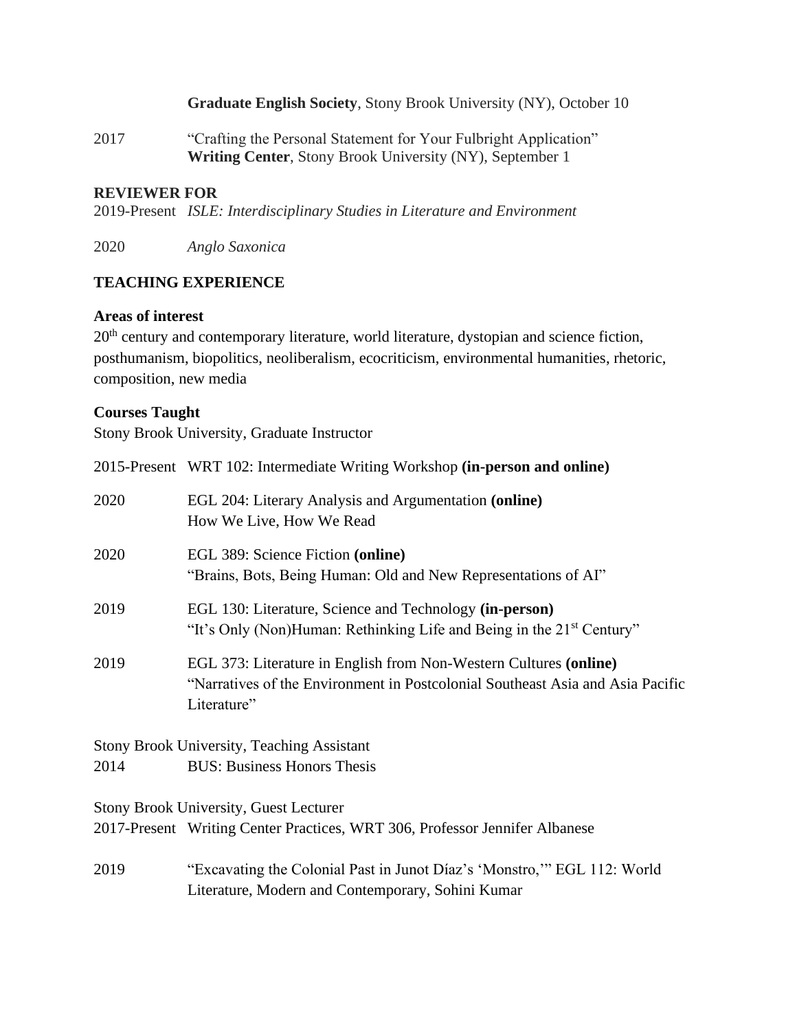**Graduate English Society**, Stony Brook University (NY), October 10

2017 "Crafting the Personal Statement for Your Fulbright Application"
**Writing Center**, Stony Brook University (NY), September 1

## REVIEWER FOR

2019-Present *ISLE: Interdisciplinary Studies in Literature and Environment*

2020 *Anglo Saxonica*

## TEACHING EXPERIENCE

### Areas of interest

20th century and contemporary literature, world literature, dystopian and science fiction, posthumanism, biopolitics, neoliberalism, ecocriticism, environmental humanities, rhetoric, composition, new media

### Courses Taught

Stony Brook University, Graduate Instructor

2015-Present WRT 102: Intermediate Writing Workshop **(in-person and online)**

2020 EGL 204: Literary Analysis and Argumentation **(online)**
How We Live, How We Read

2020 EGL 389: Science Fiction **(online)**
"Brains, Bots, Being Human: Old and New Representations of AI"

2019 EGL 130: Literature, Science and Technology **(in-person)**
"It's Only (Non)Human: Rethinking Life and Being in the 21st Century"

2019 EGL 373: Literature in English from Non-Western Cultures **(online)**
"Narratives of the Environment in Postcolonial Southeast Asia and Asia Pacific Literature"

Stony Brook University, Teaching Assistant

2014 BUS: Business Honors Thesis

Stony Brook University, Guest Lecturer

2017-Present Writing Center Practices, WRT 306, Professor Jennifer Albanese

2019 "Excavating the Colonial Past in Junot Díaz's 'Monstro,'" EGL 112: World Literature, Modern and Contemporary, Sohini Kumar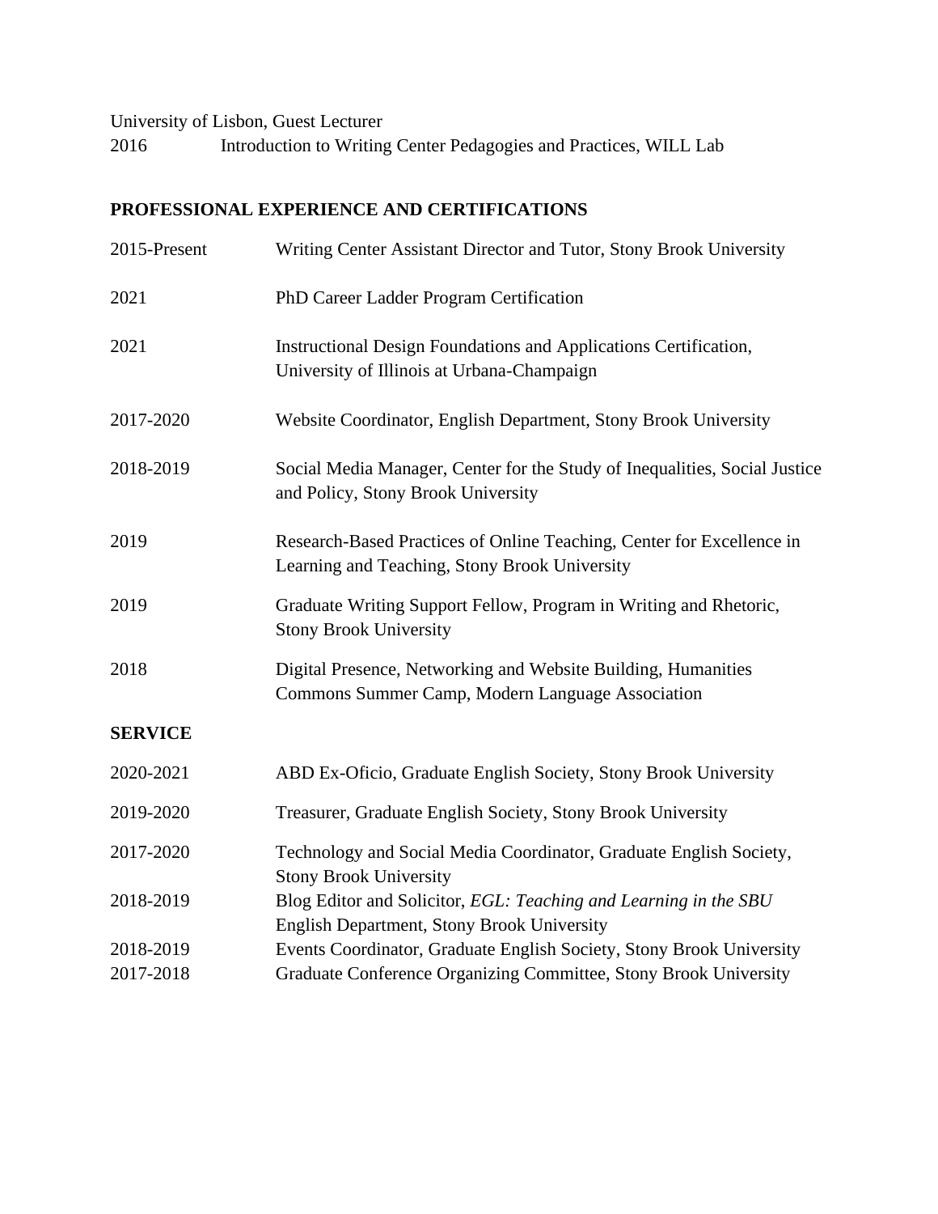University of Lisbon, Guest Lecturer

2016 Introduction to Writing Center Pedagogies and Practices, WILL Lab

## PROFESSIONAL EXPERIENCE AND CERTIFICATIONS

2015-Present Writing Center Assistant Director and Tutor, Stony Brook University

2021 PhD Career Ladder Program Certification

2021 Instructional Design Foundations and Applications Certification, University of Illinois at Urbana-Champaign

2017-2020 Website Coordinator, English Department, Stony Brook University

2018-2019 Social Media Manager, Center for the Study of Inequalities, Social Justice and Policy, Stony Brook University

2019 Research-Based Practices of Online Teaching, Center for Excellence in Learning and Teaching, Stony Brook University

2019 Graduate Writing Support Fellow, Program in Writing and Rhetoric, Stony Brook University

2018 Digital Presence, Networking and Website Building, Humanities Commons Summer Camp, Modern Language Association

## SERVICE

2020-2021 ABD Ex-Oficio, Graduate English Society, Stony Brook University

2019-2020 Treasurer, Graduate English Society, Stony Brook University

2017-2020 Technology and Social Media Coordinator, Graduate English Society, Stony Brook University

2018-2019 Blog Editor and Solicitor, *EGL: Teaching and Learning in the SBU* English Department, Stony Brook University

2018-2019 Events Coordinator, Graduate English Society, Stony Brook University

2017-2018 Graduate Conference Organizing Committee, Stony Brook University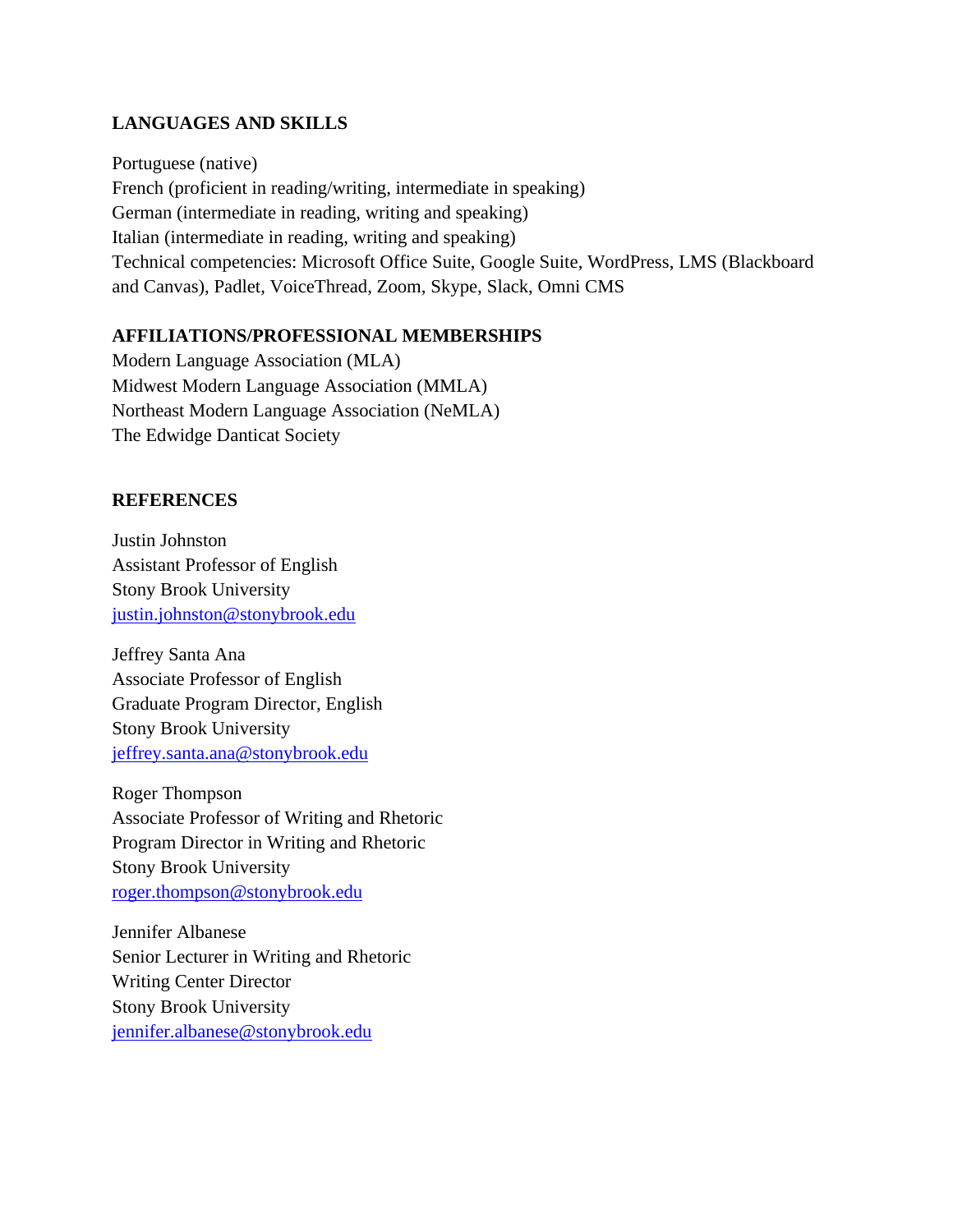## LANGUAGES AND SKILLS

Portuguese (native)
French (proficient in reading/writing, intermediate in speaking)
German (intermediate in reading, writing and speaking)
Italian (intermediate in reading, writing and speaking)
Technical competencies: Microsoft Office Suite, Google Suite, WordPress, LMS (Blackboard and Canvas), Padlet, VoiceThread, Zoom, Skype, Slack, Omni CMS

## AFFILIATIONS/PROFESSIONAL MEMBERSHIPS

Modern Language Association (MLA)
Midwest Modern Language Association (MMLA)
Northeast Modern Language Association (NeMLA)
The Edwidge Danticat Society

## REFERENCES

Justin Johnston
Assistant Professor of English
Stony Brook University
justin.johnston@stonybrook.edu

Jeffrey Santa Ana
Associate Professor of English
Graduate Program Director, English
Stony Brook University
jeffrey.santa.ana@stonybrook.edu

Roger Thompson
Associate Professor of Writing and Rhetoric
Program Director in Writing and Rhetoric
Stony Brook University
roger.thompson@stonybrook.edu

Jennifer Albanese
Senior Lecturer in Writing and Rhetoric
Writing Center Director
Stony Brook University
jennifer.albanese@stonybrook.edu